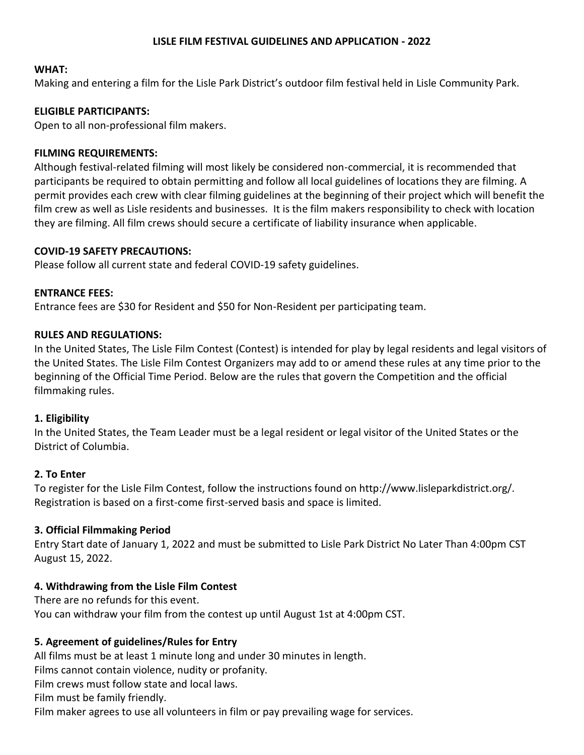# LISLE FILM FESTIVAL GUIDELINES AND APPLICATION - 2022

**WHAT:**
Making and entering a film for the Lisle Park District's outdoor film festival held in Lisle Community Park.

**ELIGIBLE PARTICIPANTS:**
Open to all non-professional film makers.

**FILMING REQUIREMENTS:**
Although festival-related filming will most likely be considered non-commercial, it is recommended that participants be required to obtain permitting and follow all local guidelines of locations they are filming. A permit provides each crew with clear filming guidelines at the beginning of their project which will benefit the film crew as well as Lisle residents and businesses. It is the film makers responsibility to check with location they are filming. All film crews should secure a certificate of liability insurance when applicable.

**COVID-19 SAFETY PRECAUTIONS:**
Please follow all current state and federal COVID-19 safety guidelines.

**ENTRANCE FEES:**
Entrance fees are $30 for Resident and $50 for Non-Resident per participating team.

**RULES AND REGULATIONS:**
In the United States, The Lisle Film Contest (Contest) is intended for play by legal residents and legal visitors of the United States. The Lisle Film Contest Organizers may add to or amend these rules at any time prior to the beginning of the Official Time Period. Below are the rules that govern the Competition and the official filmmaking rules.

**1. Eligibility**
In the United States, the Team Leader must be a legal resident or legal visitor of the United States or the District of Columbia.

**2. To Enter**
To register for the Lisle Film Contest, follow the instructions found on http://www.lisleparkdistrict.org/. Registration is based on a first-come first-served basis and space is limited.

**3. Official Filmmaking Period**
Entry Start date of January 1, 2022 and must be submitted to Lisle Park District No Later Than 4:00pm CST August 15, 2022.

**4. Withdrawing from the Lisle Film Contest**
There are no refunds for this event.
You can withdraw your film from the contest up until August 1st at 4:00pm CST.

**5. Agreement of guidelines/Rules for Entry**
All films must be at least 1 minute long and under 30 minutes in length.
Films cannot contain violence, nudity or profanity.
Film crews must follow state and local laws.
Film must be family friendly.
Film maker agrees to use all volunteers in film or pay prevailing wage for services.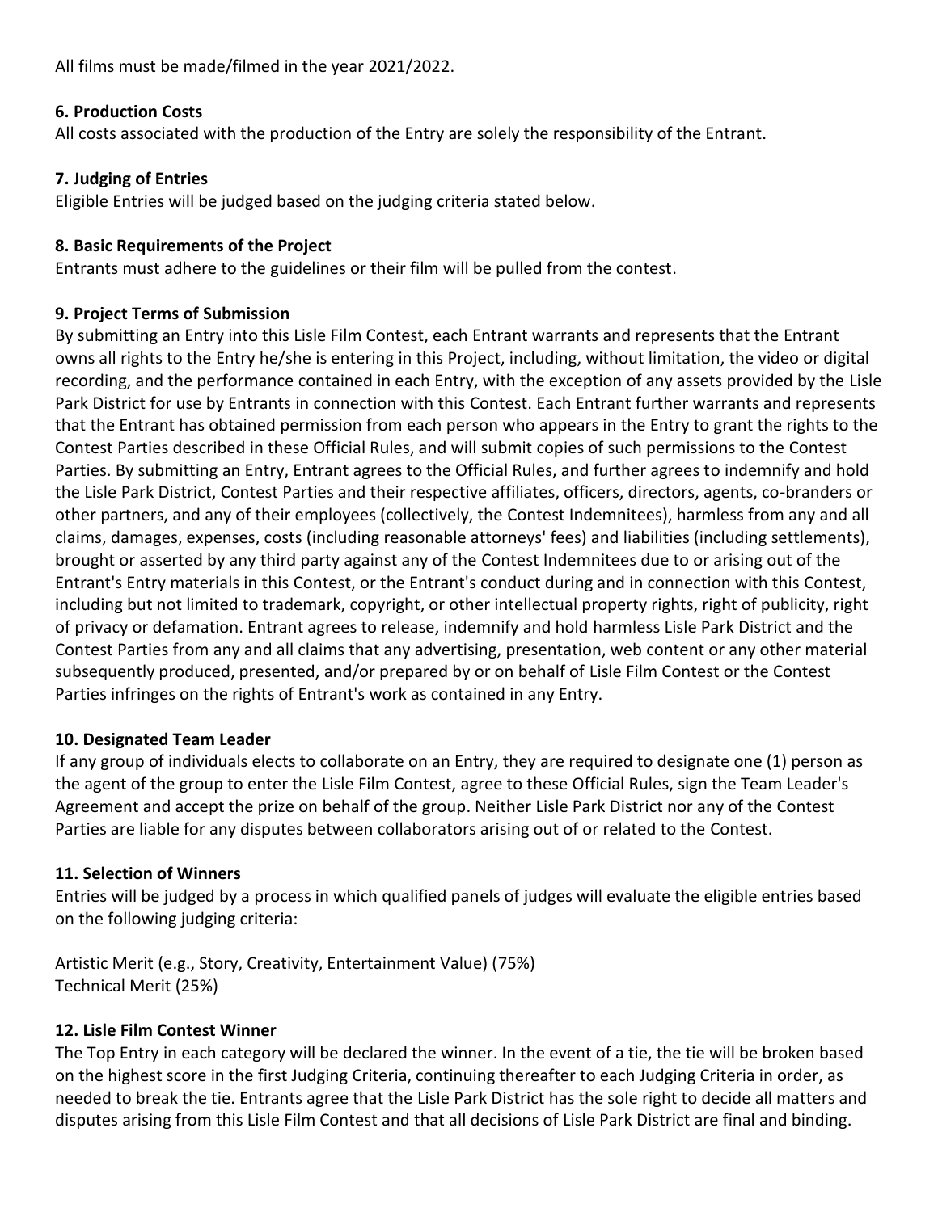All films must be made/filmed in the year 2021/2022.

**6. Production Costs**

All costs associated with the production of the Entry are solely the responsibility of the Entrant.

**7. Judging of Entries**

Eligible Entries will be judged based on the judging criteria stated below.

**8. Basic Requirements of the Project**

Entrants must adhere to the guidelines or their film will be pulled from the contest.

**9. Project Terms of Submission**

By submitting an Entry into this Lisle Film Contest, each Entrant warrants and represents that the Entrant owns all rights to the Entry he/she is entering in this Project, including, without limitation, the video or digital recording, and the performance contained in each Entry, with the exception of any assets provided by the Lisle Park District for use by Entrants in connection with this Contest. Each Entrant further warrants and represents that the Entrant has obtained permission from each person who appears in the Entry to grant the rights to the Contest Parties described in these Official Rules, and will submit copies of such permissions to the Contest Parties. By submitting an Entry, Entrant agrees to the Official Rules, and further agrees to indemnify and hold the Lisle Park District, Contest Parties and their respective affiliates, officers, directors, agents, co-branders or other partners, and any of their employees (collectively, the Contest Indemnitees), harmless from any and all claims, damages, expenses, costs (including reasonable attorneys' fees) and liabilities (including settlements), brought or asserted by any third party against any of the Contest Indemnitees due to or arising out of the Entrant's Entry materials in this Contest, or the Entrant's conduct during and in connection with this Contest, including but not limited to trademark, copyright, or other intellectual property rights, right of publicity, right of privacy or defamation. Entrant agrees to release, indemnify and hold harmless Lisle Park District and the Contest Parties from any and all claims that any advertising, presentation, web content or any other material subsequently produced, presented, and/or prepared by or on behalf of Lisle Film Contest or the Contest Parties infringes on the rights of Entrant's work as contained in any Entry.

**10. Designated Team Leader**

If any group of individuals elects to collaborate on an Entry, they are required to designate one (1) person as the agent of the group to enter the Lisle Film Contest, agree to these Official Rules, sign the Team Leader's Agreement and accept the prize on behalf of the group. Neither Lisle Park District nor any of the Contest Parties are liable for any disputes between collaborators arising out of or related to the Contest.

**11. Selection of Winners**

Entries will be judged by a process in which qualified panels of judges will evaluate the eligible entries based on the following judging criteria:

Artistic Merit (e.g., Story, Creativity, Entertainment Value) (75%)
Technical Merit (25%)

**12. Lisle Film Contest Winner**

The Top Entry in each category will be declared the winner. In the event of a tie, the tie will be broken based on the highest score in the first Judging Criteria, continuing thereafter to each Judging Criteria in order, as needed to break the tie. Entrants agree that the Lisle Park District has the sole right to decide all matters and disputes arising from this Lisle Film Contest and that all decisions of Lisle Park District are final and binding.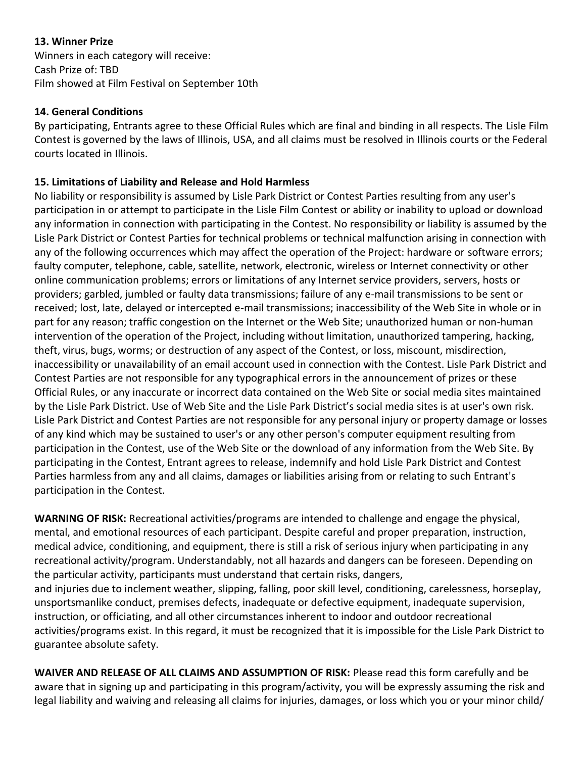**13. Winner Prize**

Winners in each category will receive:
Cash Prize of: TBD
Film showed at Film Festival on September 10th

**14. General Conditions**

By participating, Entrants agree to these Official Rules which are final and binding in all respects. The Lisle Film Contest is governed by the laws of Illinois, USA, and all claims must be resolved in Illinois courts or the Federal courts located in Illinois.

**15. Limitations of Liability and Release and Hold Harmless**

No liability or responsibility is assumed by Lisle Park District or Contest Parties resulting from any user's participation in or attempt to participate in the Lisle Film Contest or ability or inability to upload or download any information in connection with participating in the Contest. No responsibility or liability is assumed by the Lisle Park District or Contest Parties for technical problems or technical malfunction arising in connection with any of the following occurrences which may affect the operation of the Project: hardware or software errors; faulty computer, telephone, cable, satellite, network, electronic, wireless or Internet connectivity or other online communication problems; errors or limitations of any Internet service providers, servers, hosts or providers; garbled, jumbled or faulty data transmissions; failure of any e-mail transmissions to be sent or received; lost, late, delayed or intercepted e-mail transmissions; inaccessibility of the Web Site in whole or in part for any reason; traffic congestion on the Internet or the Web Site; unauthorized human or non-human intervention of the operation of the Project, including without limitation, unauthorized tampering, hacking, theft, virus, bugs, worms; or destruction of any aspect of the Contest, or loss, miscount, misdirection, inaccessibility or unavailability of an email account used in connection with the Contest. Lisle Park District and Contest Parties are not responsible for any typographical errors in the announcement of prizes or these Official Rules, or any inaccurate or incorrect data contained on the Web Site or social media sites maintained by the Lisle Park District. Use of Web Site and the Lisle Park District's social media sites is at user's own risk. Lisle Park District and Contest Parties are not responsible for any personal injury or property damage or losses of any kind which may be sustained to user's or any other person's computer equipment resulting from participation in the Contest, use of the Web Site or the download of any information from the Web Site. By participating in the Contest, Entrant agrees to release, indemnify and hold Lisle Park District and Contest Parties harmless from any and all claims, damages or liabilities arising from or relating to such Entrant's participation in the Contest.

**WARNING OF RISK:** Recreational activities/programs are intended to challenge and engage the physical, mental, and emotional resources of each participant. Despite careful and proper preparation, instruction, medical advice, conditioning, and equipment, there is still a risk of serious injury when participating in any recreational activity/program. Understandably, not all hazards and dangers can be foreseen. Depending on the particular activity, participants must understand that certain risks, dangers, and injuries due to inclement weather, slipping, falling, poor skill level, conditioning, carelessness, horseplay, unsportsmanlike conduct, premises defects, inadequate or defective equipment, inadequate supervision, instruction, or officiating, and all other circumstances inherent to indoor and outdoor recreational activities/programs exist. In this regard, it must be recognized that it is impossible for the Lisle Park District to guarantee absolute safety.

**WAIVER AND RELEASE OF ALL CLAIMS AND ASSUMPTION OF RISK:** Please read this form carefully and be aware that in signing up and participating in this program/activity, you will be expressly assuming the risk and legal liability and waiving and releasing all claims for injuries, damages, or loss which you or your minor child/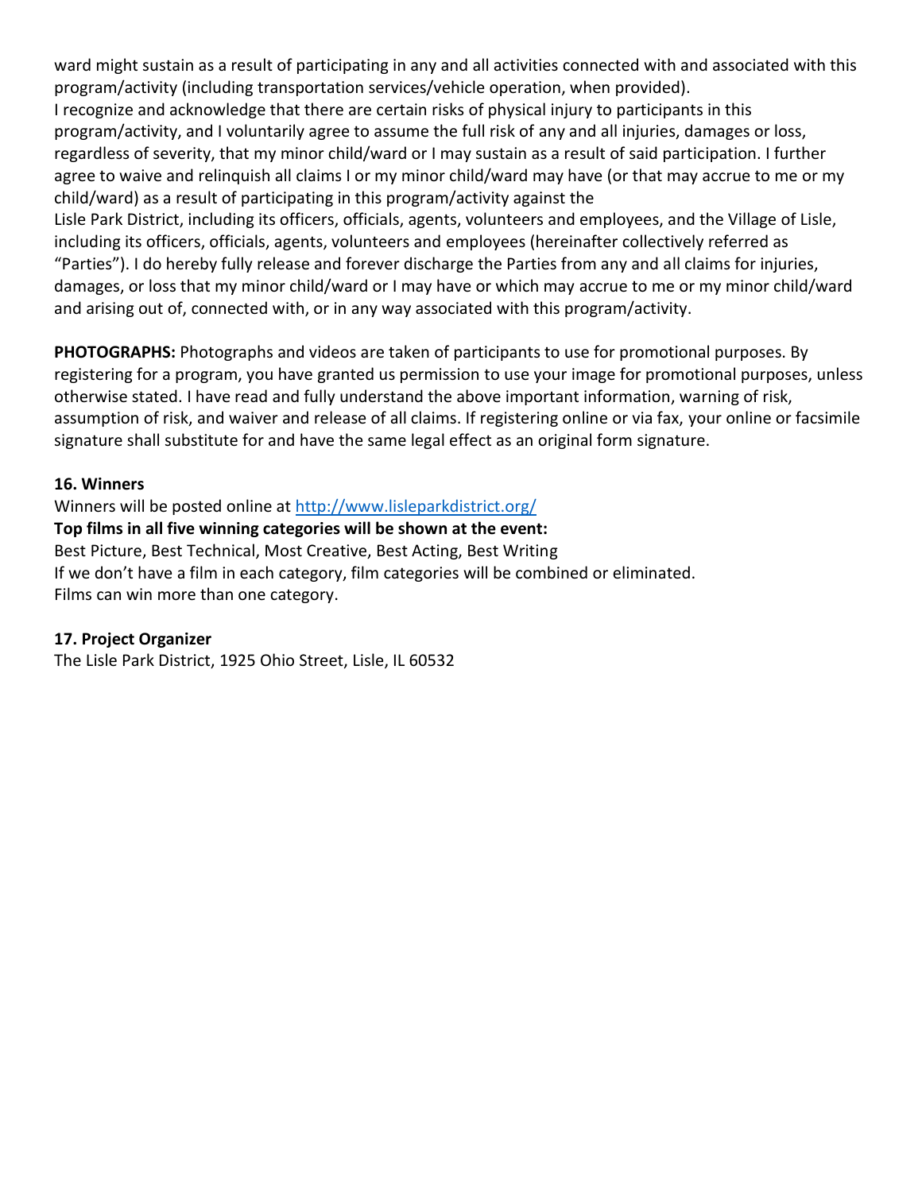ward might sustain as a result of participating in any and all activities connected with and associated with this program/activity (including transportation services/vehicle operation, when provided).
I recognize and acknowledge that there are certain risks of physical injury to participants in this program/activity, and I voluntarily agree to assume the full risk of any and all injuries, damages or loss, regardless of severity, that my minor child/ward or I may sustain as a result of said participation. I further agree to waive and relinquish all claims I or my minor child/ward may have (or that may accrue to me or my child/ward) as a result of participating in this program/activity against the
Lisle Park District, including its officers, officials, agents, volunteers and employees, and the Village of Lisle, including its officers, officials, agents, volunteers and employees (hereinafter collectively referred as "Parties"). I do hereby fully release and forever discharge the Parties from any and all claims for injuries, damages, or loss that my minor child/ward or I may have or which may accrue to me or my minor child/ward and arising out of, connected with, or in any way associated with this program/activity.

**PHOTOGRAPHS:** Photographs and videos are taken of participants to use for promotional purposes. By registering for a program, you have granted us permission to use your image for promotional purposes, unless otherwise stated. I have read and fully understand the above important information, warning of risk, assumption of risk, and waiver and release of all claims. If registering online or via fax, your online or facsimile signature shall substitute for and have the same legal effect as an original form signature.

**16. Winners**

Winners will be posted online at http://www.lisleparkdistrict.org/

**Top films in all five winning categories will be shown at the event:**

Best Picture, Best Technical, Most Creative, Best Acting, Best Writing

If we don't have a film in each category, film categories will be combined or eliminated.

Films can win more than one category.

**17. Project Organizer**

The Lisle Park District, 1925 Ohio Street, Lisle, IL 60532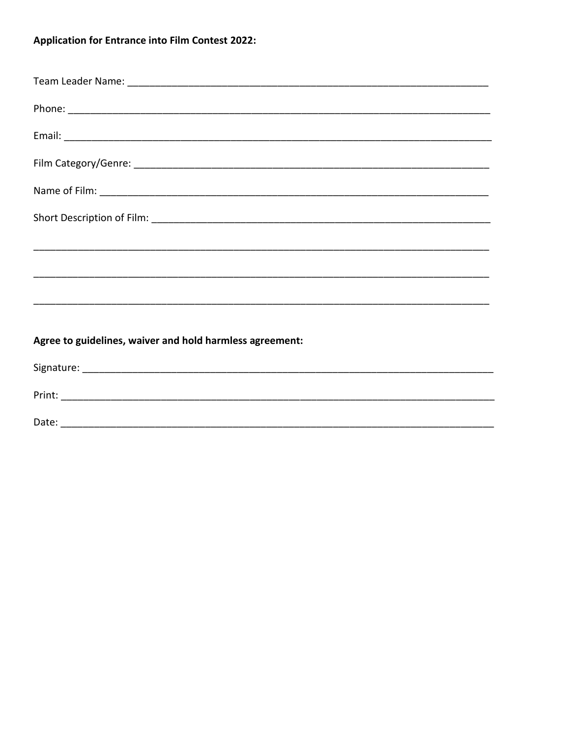**Application for Entrance into Film Contest 2022:**

Team Leader Name: ___________________________________________________________________

Phone: __________________________________________________________________________

Email: __________________________________________________________________________

Film Category/Genre: _______________________________________________________________

Name of Film: ____________________________________________________________________

Short Description of Film: ___________________________________________________________

_________________________________________________________________________________

_________________________________________________________________________________

_________________________________________________________________________________

**Agree to guidelines, waiver and hold harmless agreement:**

Signature: ________________________________________________________________________

Print: ____________________________________________________________________________

Date: ____________________________________________________________________________